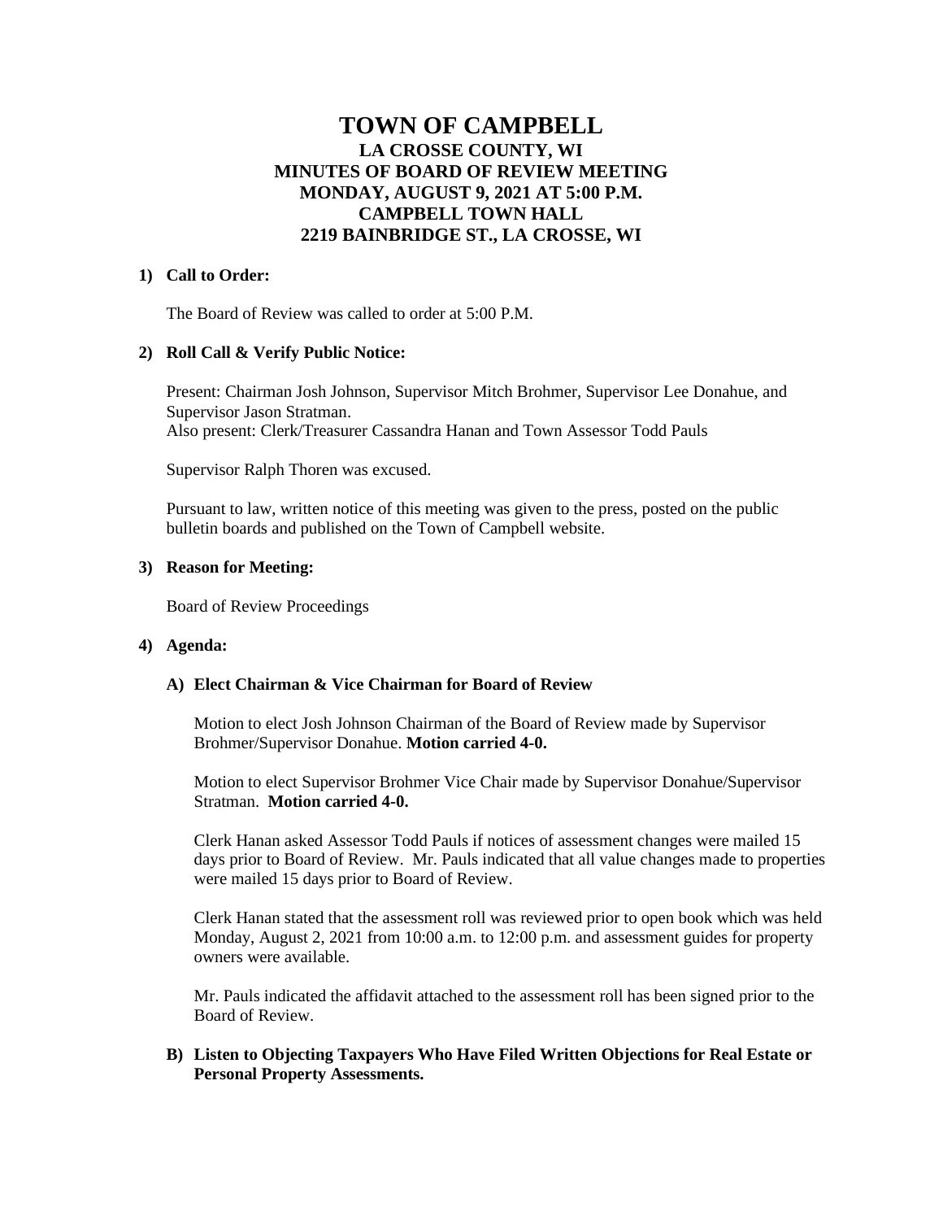# TOWN OF CAMPBELL
## LA CROSSE COUNTY, WI
## MINUTES OF BOARD OF REVIEW MEETING
## MONDAY, AUGUST 9, 2021 AT 5:00 P.M.
## CAMPBELL TOWN HALL
## 2219 BAINBRIDGE ST., LA CROSSE, WI

**1) Call to Order:**

The Board of Review was called to order at 5:00 P.M.

**2) Roll Call & Verify Public Notice:**

Present: Chairman Josh Johnson, Supervisor Mitch Brohmer, Supervisor Lee Donahue, and Supervisor Jason Stratman.
Also present: Clerk/Treasurer Cassandra Hanan and Town Assessor Todd Pauls

Supervisor Ralph Thoren was excused.

Pursuant to law, written notice of this meeting was given to the press, posted on the public bulletin boards and published on the Town of Campbell website.

**3) Reason for Meeting:**

Board of Review Proceedings

**4) Agenda:**

**A) Elect Chairman & Vice Chairman for Board of Review**

Motion to elect Josh Johnson Chairman of the Board of Review made by Supervisor Brohmer/Supervisor Donahue. **Motion carried 4-0.**

Motion to elect Supervisor Brohmer Vice Chair made by Supervisor Donahue/Supervisor Stratman. **Motion carried 4-0.**

Clerk Hanan asked Assessor Todd Pauls if notices of assessment changes were mailed 15 days prior to Board of Review. Mr. Pauls indicated that all value changes made to properties were mailed 15 days prior to Board of Review.

Clerk Hanan stated that the assessment roll was reviewed prior to open book which was held Monday, August 2, 2021 from 10:00 a.m. to 12:00 p.m. and assessment guides for property owners were available.

Mr. Pauls indicated the affidavit attached to the assessment roll has been signed prior to the Board of Review.

**B) Listen to Objecting Taxpayers Who Have Filed Written Objections for Real Estate or Personal Property Assessments.**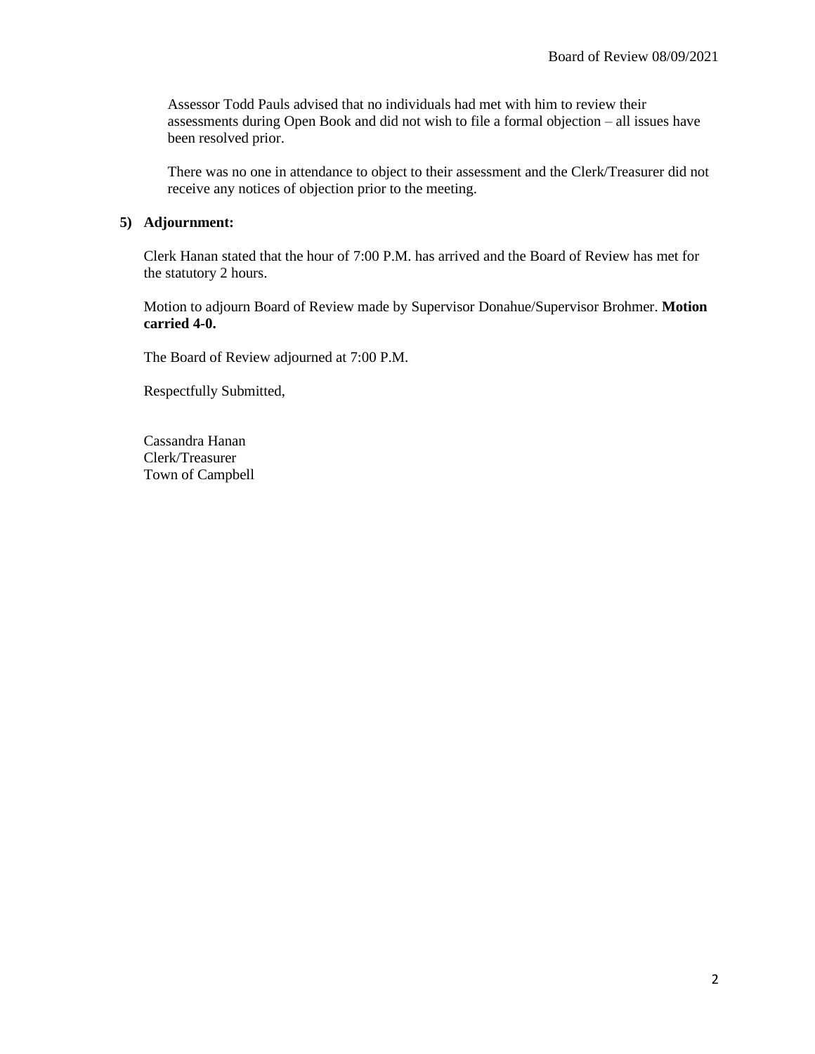Assessor Todd Pauls advised that no individuals had met with him to review their assessments during Open Book and did not wish to file a formal objection – all issues have been resolved prior.

There was no one in attendance to object to their assessment and the Clerk/Treasurer did not receive any notices of objection prior to the meeting.

**5) Adjournment:**

Clerk Hanan stated that the hour of 7:00 P.M. has arrived and the Board of Review has met for the statutory 2 hours.

Motion to adjourn Board of Review made by Supervisor Donahue/Supervisor Brohmer. **Motion carried 4-0.**

The Board of Review adjourned at 7:00 P.M.

Respectfully Submitted,

Cassandra Hanan
Clerk/Treasurer
Town of Campbell